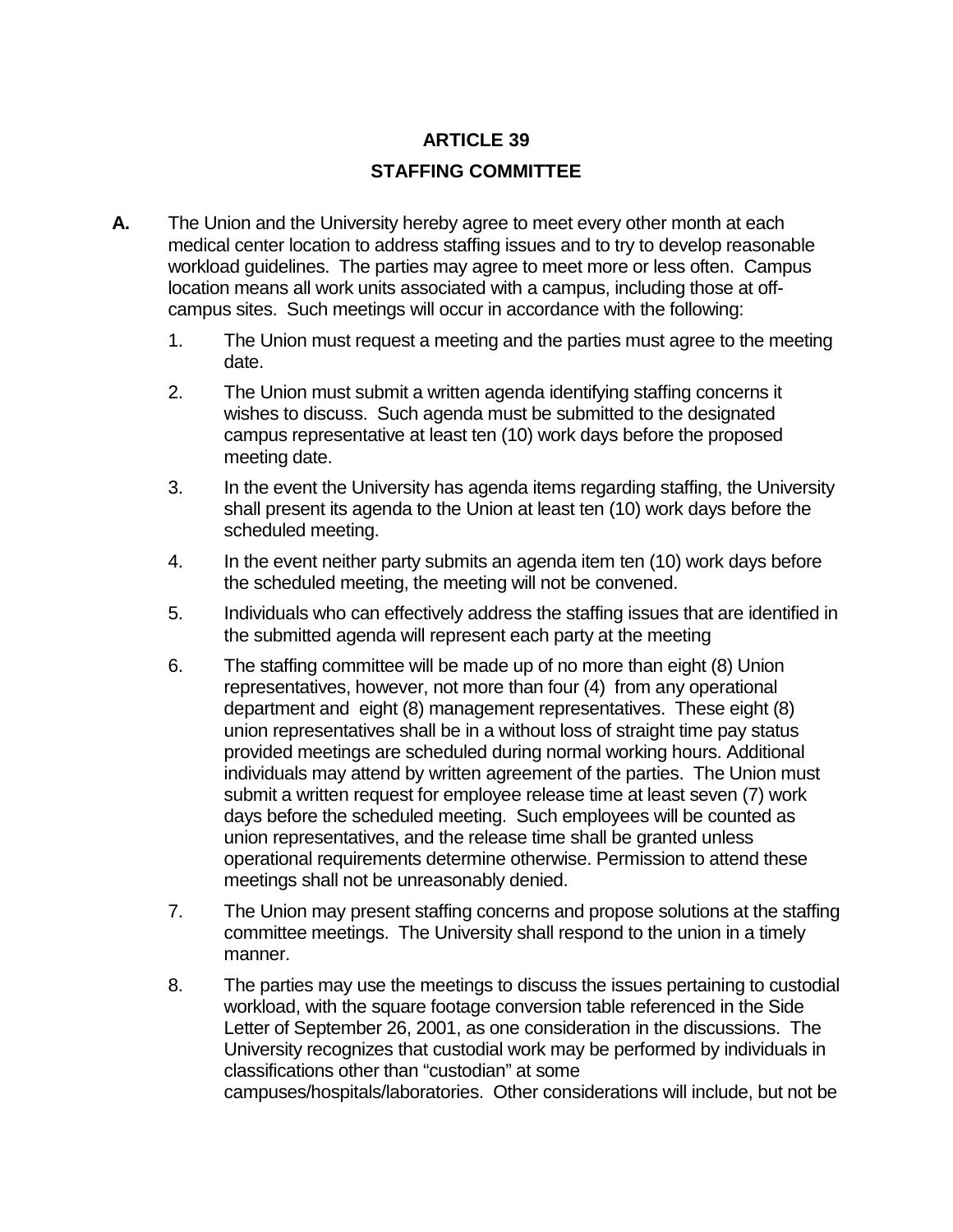# ARTICLE 39

## STAFFING COMMITTEE

**A.** The Union and the University hereby agree to meet every other month at each medical center location to address staffing issues and to try to develop reasonable workload guidelines. The parties may agree to meet more or less often. Campus location means all work units associated with a campus, including those at off-campus sites. Such meetings will occur in accordance with the following:

1. The Union must request a meeting and the parties must agree to the meeting date.

2. The Union must submit a written agenda identifying staffing concerns it wishes to discuss. Such agenda must be submitted to the designated campus representative at least ten (10) work days before the proposed meeting date.

3. In the event the University has agenda items regarding staffing, the University shall present its agenda to the Union at least ten (10) work days before the scheduled meeting.

4. In the event neither party submits an agenda item ten (10) work days before the scheduled meeting, the meeting will not be convened.

5. Individuals who can effectively address the staffing issues that are identified in the submitted agenda will represent each party at the meeting

6. The staffing committee will be made up of no more than eight (8) Union representatives, however, not more than four (4) from any operational department and eight (8) management representatives. These eight (8) union representatives shall be in a without loss of straight time pay status provided meetings are scheduled during normal working hours. Additional individuals may attend by written agreement of the parties. The Union must submit a written request for employee release time at least seven (7) work days before the scheduled meeting. Such employees will be counted as union representatives, and the release time shall be granted unless operational requirements determine otherwise. Permission to attend these meetings shall not be unreasonably denied.

7. The Union may present staffing concerns and propose solutions at the staffing committee meetings. The University shall respond to the union in a timely manner.

8. The parties may use the meetings to discuss the issues pertaining to custodial workload, with the square footage conversion table referenced in the Side Letter of September 26, 2001, as one consideration in the discussions. The University recognizes that custodial work may be performed by individuals in classifications other than "custodian" at some campuses/hospitals/laboratories. Other considerations will include, but not be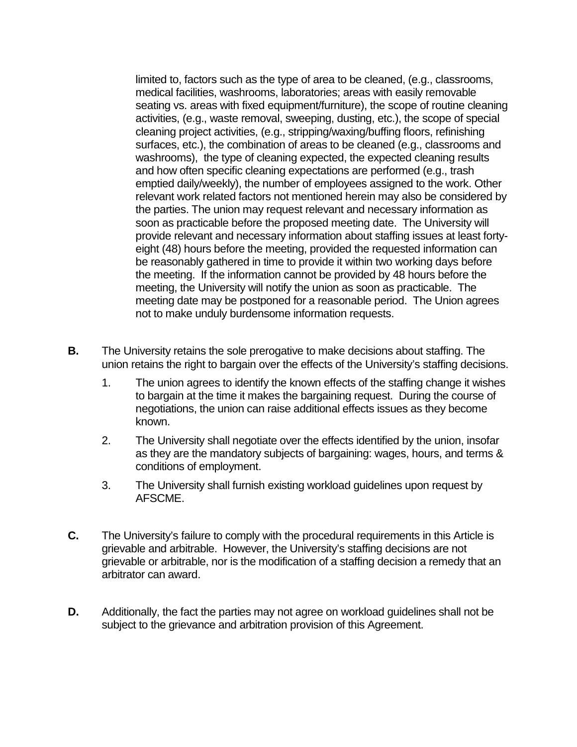limited to, factors such as the type of area to be cleaned, (e.g., classrooms, medical facilities, washrooms, laboratories; areas with easily removable seating vs. areas with fixed equipment/furniture), the scope of routine cleaning activities, (e.g., waste removal, sweeping, dusting, etc.), the scope of special cleaning project activities, (e.g., stripping/waxing/buffing floors, refinishing surfaces, etc.), the combination of areas to be cleaned (e.g., classrooms and washrooms), the type of cleaning expected, the expected cleaning results and how often specific cleaning expectations are performed (e.g., trash emptied daily/weekly), the number of employees assigned to the work. Other relevant work related factors not mentioned herein may also be considered by the parties. The union may request relevant and necessary information as soon as practicable before the proposed meeting date. The University will provide relevant and necessary information about staffing issues at least forty-eight (48) hours before the meeting, provided the requested information can be reasonably gathered in time to provide it within two working days before the meeting. If the information cannot be provided by 48 hours before the meeting, the University will notify the union as soon as practicable. The meeting date may be postponed for a reasonable period. The Union agrees not to make unduly burdensome information requests.

**B.** The University retains the sole prerogative to make decisions about staffing. The union retains the right to bargain over the effects of the University's staffing decisions.

1. The union agrees to identify the known effects of the staffing change it wishes to bargain at the time it makes the bargaining request. During the course of negotiations, the union can raise additional effects issues as they become known.
2. The University shall negotiate over the effects identified by the union, insofar as they are the mandatory subjects of bargaining: wages, hours, and terms & conditions of employment.
3. The University shall furnish existing workload guidelines upon request by AFSCME.

**C.** The University's failure to comply with the procedural requirements in this Article is grievable and arbitrable. However, the University's staffing decisions are not grievable or arbitrable, nor is the modification of a staffing decision a remedy that an arbitrator can award.

**D.** Additionally, the fact the parties may not agree on workload guidelines shall not be subject to the grievance and arbitration provision of this Agreement.